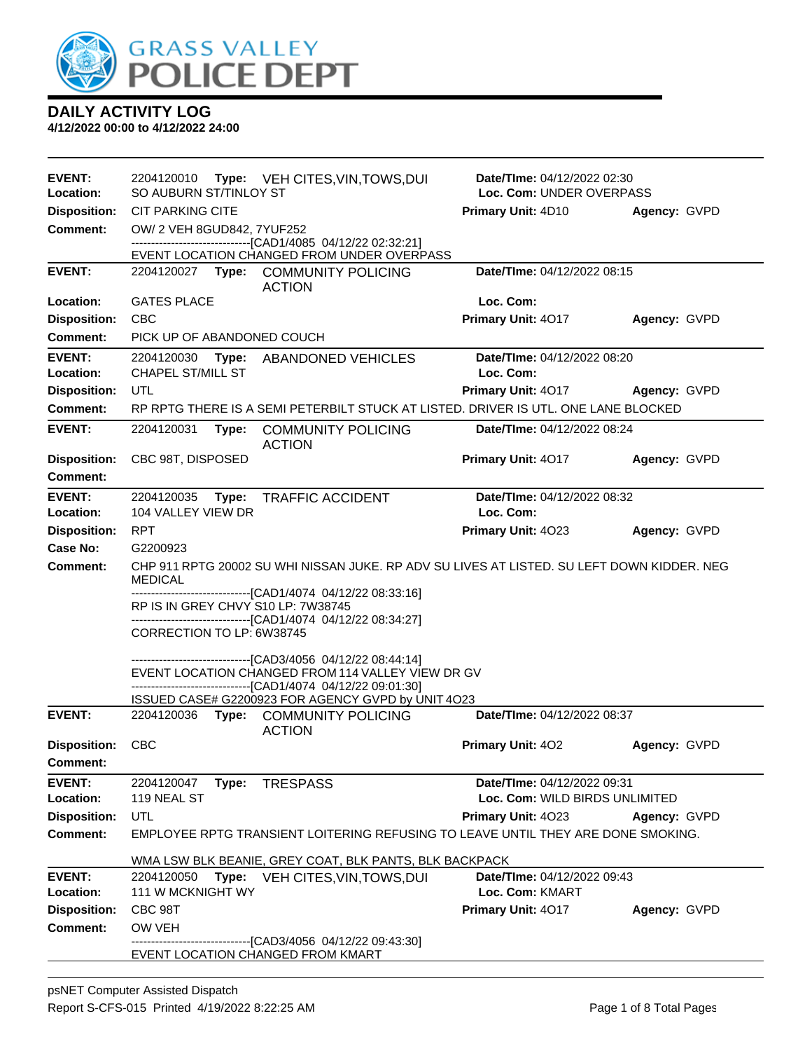# GRASS VALLEY POLICE DEPT

## DAILY ACTIVITY LOG

**4/12/2022 00:00 to 4/12/2022 24:00**

---

**EVENT:** 2204120010 **Type:** VEH CITES,VIN,TOWS,DUI **Date/TIme:** 04/12/2022 02:30
**Location:** SO AUBURN ST/TINLOY ST **Loc. Com:** UNDER OVERPASS
**Disposition:** CIT PARKING CITE **Primary Unit:** 4D10 **Agency:** GVPD
**Comment:** OW/ 2 VEH 8GUD842, 7YUF252
------------------------------[CAD1/4085 04/12/22 02:32:21]
EVENT LOCATION CHANGED FROM UNDER OVERPASS

---

**EVENT:** 2204120027 **Type:** COMMUNITY POLICING ACTION **Date/TIme:** 04/12/2022 08:15
**Location:** GATES PLACE **Loc. Com:**
**Disposition:** CBC **Primary Unit:** 4O17 **Agency:** GVPD
**Comment:** PICK UP OF ABANDONED COUCH

---

**EVENT:** 2204120030 **Type:** ABANDONED VEHICLES **Date/TIme:** 04/12/2022 08:20
**Location:** CHAPEL ST/MILL ST **Loc. Com:**
**Disposition:** UTL **Primary Unit:** 4O17 **Agency:** GVPD
**Comment:** RP RPTG THERE IS A SEMI PETERBILT STUCK AT LISTED. DRIVER IS UTL. ONE LANE BLOCKED

---

**EVENT:** 2204120031 **Type:** COMMUNITY POLICING ACTION **Date/TIme:** 04/12/2022 08:24
**Disposition:** CBC 98T, DISPOSED **Primary Unit:** 4O17 **Agency:** GVPD
**Comment:**

---

**EVENT:** 2204120035 **Type:** TRAFFIC ACCIDENT **Date/TIme:** 04/12/2022 08:32
**Location:** 104 VALLEY VIEW DR **Loc. Com:**
**Disposition:** RPT **Primary Unit:** 4O23 **Agency:** GVPD
**Case No:** G2200923
**Comment:** CHP 911 RPTG 20002 SU WHI NISSAN JUKE. RP ADV SU LIVES AT LISTED. SU LEFT DOWN KIDDER. NEG MEDICAL
------------------------------[CAD1/4074 04/12/22 08:33:16]
RP IS IN GREY CHVY S10 LP: 7W38745
------------------------------[CAD1/4074 04/12/22 08:34:27]
CORRECTION TO LP: 6W38745

------------------------------[CAD3/4056 04/12/22 08:44:14]
EVENT LOCATION CHANGED FROM 114 VALLEY VIEW DR GV
------------------------------[CAD1/4074 04/12/22 09:01:30]
ISSUED CASE# G2200923 FOR AGENCY GVPD by UNIT 4O23

---

**EVENT:** 2204120036 **Type:** COMMUNITY POLICING ACTION **Date/TIme:** 04/12/2022 08:37
**Disposition:** CBC **Primary Unit:** 4O2 **Agency:** GVPD
**Comment:**

---

**EVENT:** 2204120047 **Type:** TRESPASS **Date/TIme:** 04/12/2022 09:31
**Location:** 119 NEAL ST **Loc. Com:** WILD BIRDS UNLIMITED
**Disposition:** UTL **Primary Unit:** 4O23 **Agency:** GVPD
**Comment:** EMPLOYEE RPTG TRANSIENT LOITERING REFUSING TO LEAVE UNTIL THEY ARE DONE SMOKING.

WMA LSW BLK BEANIE, GREY COAT, BLK PANTS, BLK BACKPACK

---

**EVENT:** 2204120050 **Type:** VEH CITES,VIN,TOWS,DUI **Date/TIme:** 04/12/2022 09:43
**Location:** 111 W MCKNIGHT WY **Loc. Com:** KMART
**Disposition:** CBC 98T **Primary Unit:** 4O17 **Agency:** GVPD
**Comment:** OW VEH
------------------------------[CAD3/4056 04/12/22 09:43:30]
EVENT LOCATION CHANGED FROM KMART

---

psNET Computer Assisted Dispatch
Report S-CFS-015 Printed 4/19/2022 8:22:25 AM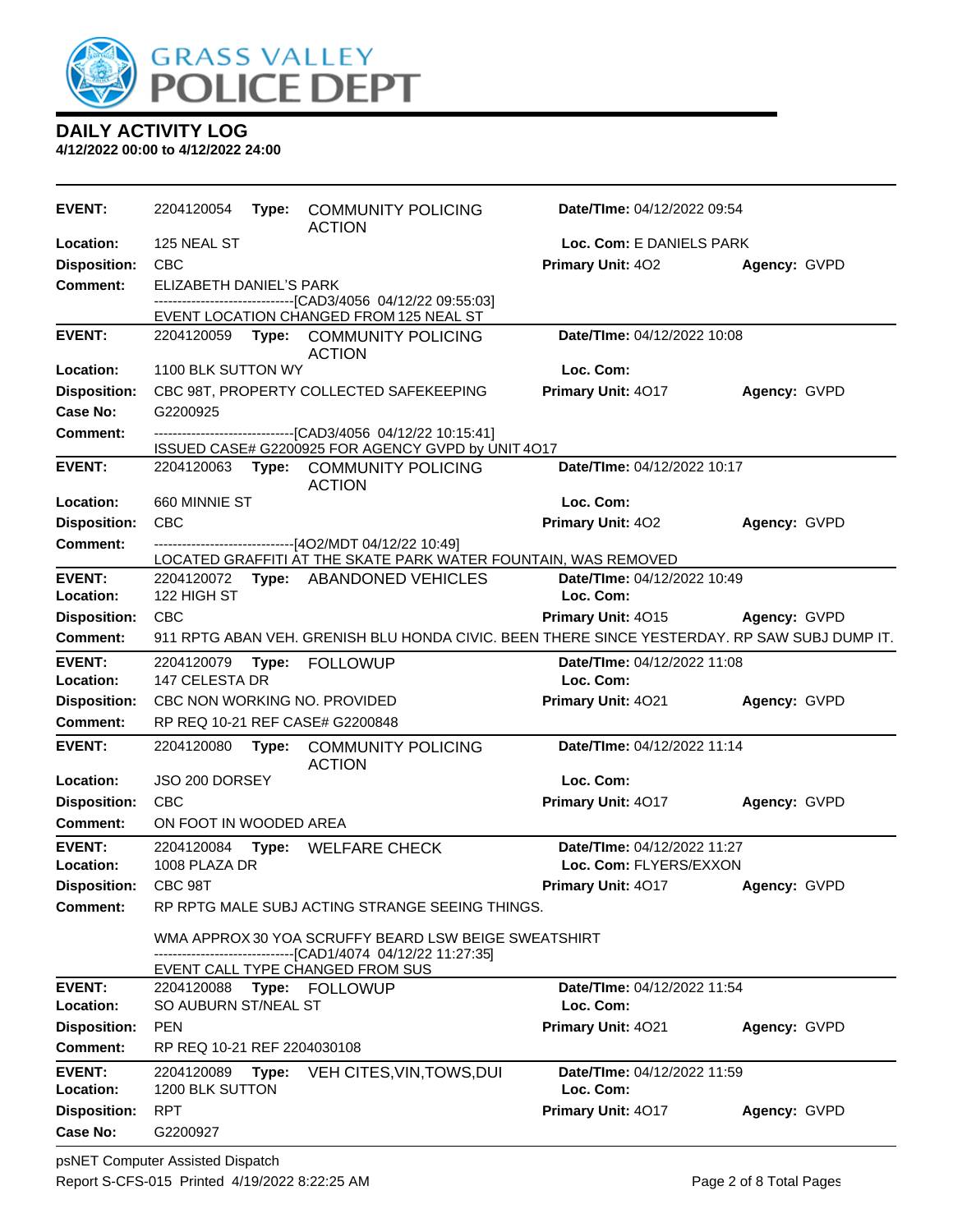# GRASS VALLEY POLICE DEPT

## DAILY ACTIVITY LOG

**4/12/2022 00:00 to 4/12/2022 24:00**

---

**EVENT:** 2204120054 **Type:** COMMUNITY POLICING ACTION **Date/TIme:** 04/12/2022 09:54
**Location:** 125 NEAL ST **Loc. Com:** E DANIELS PARK
**Disposition:** CBC **Primary Unit:** 4O2 **Agency:** GVPD
**Comment:** ELIZABETH DANIEL'S PARK
------------------------------[CAD3/4056 04/12/22 09:55:03]
EVENT LOCATION CHANGED FROM 125 NEAL ST

---

**EVENT:** 2204120059 **Type:** COMMUNITY POLICING ACTION **Date/TIme:** 04/12/2022 10:08
**Location:** 1100 BLK SUTTON WY **Loc. Com:**
**Disposition:** CBC 98T, PROPERTY COLLECTED SAFEKEEPING **Primary Unit:** 4O17 **Agency:** GVPD
**Case No:** G2200925
**Comment:** ------------------------------[CAD3/4056 04/12/22 10:15:41]
ISSUED CASE# G2200925 FOR AGENCY GVPD by UNIT 4O17

---

**EVENT:** 2204120063 **Type:** COMMUNITY POLICING ACTION **Date/TIme:** 04/12/2022 10:17
**Location:** 660 MINNIE ST **Loc. Com:**
**Disposition:** CBC **Primary Unit:** 4O2 **Agency:** GVPD
**Comment:** ------------------------------[4O2/MDT 04/12/22 10:49]
LOCATED GRAFFITI AT THE SKATE PARK WATER FOUNTAIN, WAS REMOVED

---

**EVENT:** 2204120072 **Type:** ABANDONED VEHICLES **Date/TIme:** 04/12/2022 10:49
**Location:** 122 HIGH ST **Loc. Com:**
**Disposition:** CBC **Primary Unit:** 4O15 **Agency:** GVPD
**Comment:** 911 RPTG ABAN VEH. GRENISH BLU HONDA CIVIC. BEEN THERE SINCE YESTERDAY. RP SAW SUBJ DUMP IT.

---

**EVENT:** 2204120079 **Type:** FOLLOWUP **Date/TIme:** 04/12/2022 11:08
**Location:** 147 CELESTA DR **Loc. Com:**
**Disposition:** CBC NON WORKING NO. PROVIDED **Primary Unit:** 4O21 **Agency:** GVPD
**Comment:** RP REQ 10-21 REF CASE# G2200848

---

**EVENT:** 2204120080 **Type:** COMMUNITY POLICING ACTION **Date/TIme:** 04/12/2022 11:14
**Location:** JSO 200 DORSEY **Loc. Com:**
**Disposition:** CBC **Primary Unit:** 4O17 **Agency:** GVPD
**Comment:** ON FOOT IN WOODED AREA

---

**EVENT:** 2204120084 **Type:** WELFARE CHECK **Date/TIme:** 04/12/2022 11:27
**Location:** 1008 PLAZA DR **Loc. Com:** FLYERS/EXXON
**Disposition:** CBC 98T **Primary Unit:** 4O17 **Agency:** GVPD
**Comment:** RP RPTG MALE SUBJ ACTING STRANGE SEEING THINGS.

WMA APPROX 30 YOA SCRUFFY BEARD LSW BEIGE SWEATSHIRT
------------------------------[CAD1/4074 04/12/22 11:27:35]
EVENT CALL TYPE CHANGED FROM SUS

---

**EVENT:** 2204120088 **Type:** FOLLOWUP **Date/TIme:** 04/12/2022 11:54
**Location:** SO AUBURN ST/NEAL ST **Loc. Com:**
**Disposition:** PEN **Primary Unit:** 4O21 **Agency:** GVPD
**Comment:** RP REQ 10-21 REF 2204030108

---

**EVENT:** 2204120089 **Type:** VEH CITES,VIN,TOWS,DUI **Date/TIme:** 04/12/2022 11:59
**Location:** 1200 BLK SUTTON **Loc. Com:**
**Disposition:** RPT **Primary Unit:** 4O17 **Agency:** GVPD
**Case No:** G2200927

---

psNET Computer Assisted Dispatch
Report S-CFS-015 Printed 4/19/2022 8:22:25 AM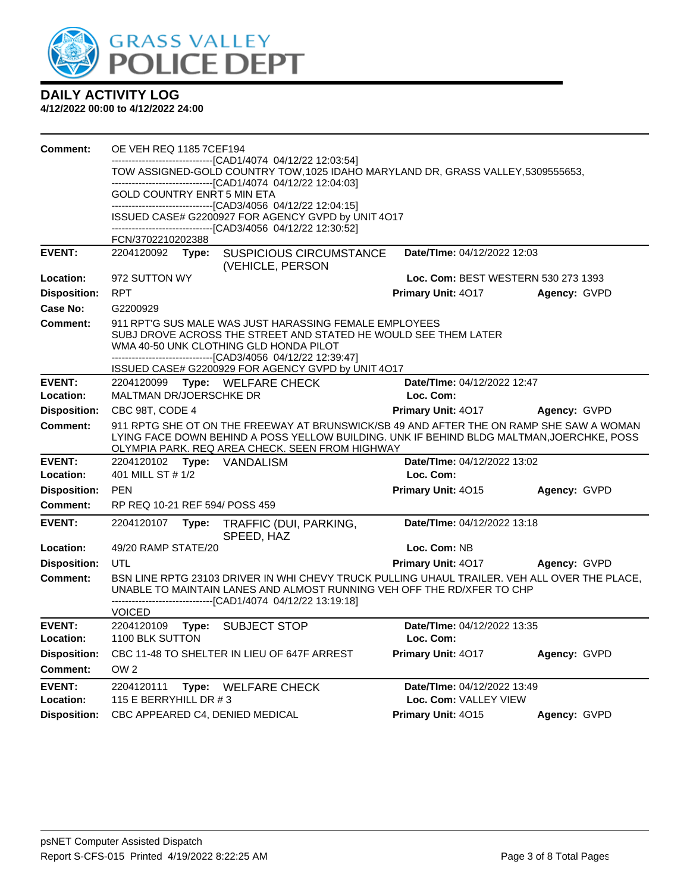# DAILY ACTIVITY LOG

**4/12/2022 00:00 to 4/12/2022 24:00**

**Comment:** OE VEH REQ 1185 7CEF194
------------------------------[CAD1/4074 04/12/22 12:03:54]
TOW ASSIGNED-GOLD COUNTRY TOW,1025 IDAHO MARYLAND DR, GRASS VALLEY,5309555653,
------------------------------[CAD1/4074 04/12/22 12:04:03]
GOLD COUNTRY ENRT 5 MIN ETA
------------------------------[CAD3/4056 04/12/22 12:04:15]
ISSUED CASE# G2200927 FOR AGENCY GVPD by UNIT 4O17
------------------------------[CAD3/4056 04/12/22 12:30:52]
FCN/3702210202388

---

**EVENT:** 2204120092 **Type:** SUSPICIOUS CIRCUMSTANCE (VEHICLE, PERSON **Date/TIme:** 04/12/2022 12:03
**Location:** 972 SUTTON WY **Loc. Com:** BEST WESTERN 530 273 1393
**Disposition:** RPT **Primary Unit:** 4O17 **Agency:** GVPD
**Case No:** G2200929
**Comment:** 911 RPT'G SUS MALE WAS JUST HARASSING FEMALE EMPLOYEES
SUBJ DROVE ACROSS THE STREET AND STATED HE WOULD SEE THEM LATER
WMA 40-50 UNK CLOTHING GLD HONDA PILOT
------------------------------[CAD3/4056 04/12/22 12:39:47]
ISSUED CASE# G2200929 FOR AGENCY GVPD by UNIT 4O17

---

**EVENT:** 2204120099 **Type:** WELFARE CHECK **Date/TIme:** 04/12/2022 12:47
**Location:** MALTMAN DR/JOERSCHKE DR **Loc. Com:**
**Disposition:** CBC 98T, CODE 4 **Primary Unit:** 4O17 **Agency:** GVPD
**Comment:** 911 RPTG SHE OT ON THE FREEWAY AT BRUNSWICK/SB 49 AND AFTER THE ON RAMP SHE SAW A WOMAN LYING FACE DOWN BEHIND A POSS YELLOW BUILDING. UNK IF BEHIND BLDG MALTMAN,JOERCHKE, POSS OLYMPIA PARK. REQ AREA CHECK. SEEN FROM HIGHWAY

---

**EVENT:** 2204120102 **Type:** VANDALISM **Date/TIme:** 04/12/2022 13:02
**Location:** 401 MILL ST # 1/2 **Loc. Com:**
**Disposition:** PEN **Primary Unit:** 4O15 **Agency:** GVPD
**Comment:** RP REQ 10-21 REF 594/ POSS 459

---

**EVENT:** 2204120107 **Type:** TRAFFIC (DUI, PARKING, SPEED, HAZ **Date/TIme:** 04/12/2022 13:18
**Location:** 49/20 RAMP STATE/20 **Loc. Com:** NB
**Disposition:** UTL **Primary Unit:** 4O17 **Agency:** GVPD
**Comment:** BSN LINE RPTG 23103 DRIVER IN WHI CHEVY TRUCK PULLING UHAUL TRAILER. VEH ALL OVER THE PLACE, UNABLE TO MAINTAIN LANES AND ALMOST RUNNING VEH OFF THE RD/XFER TO CHP
------------------------------[CAD1/4074 04/12/22 13:19:18]
VOICED

---

**EVENT:** 2204120109 **Type:** SUBJECT STOP **Date/TIme:** 04/12/2022 13:35
**Location:** 1100 BLK SUTTON **Loc. Com:**
**Disposition:** CBC 11-48 TO SHELTER IN LIEU OF 647F ARREST **Primary Unit:** 4O17 **Agency:** GVPD
**Comment:** OW 2

---

**EVENT:** 2204120111 **Type:** WELFARE CHECK **Date/TIme:** 04/12/2022 13:49
**Location:** 115 E BERRYHILL DR # 3 **Loc. Com:** VALLEY VIEW
**Disposition:** CBC APPEARED C4, DENIED MEDICAL **Primary Unit:** 4O15 **Agency:** GVPD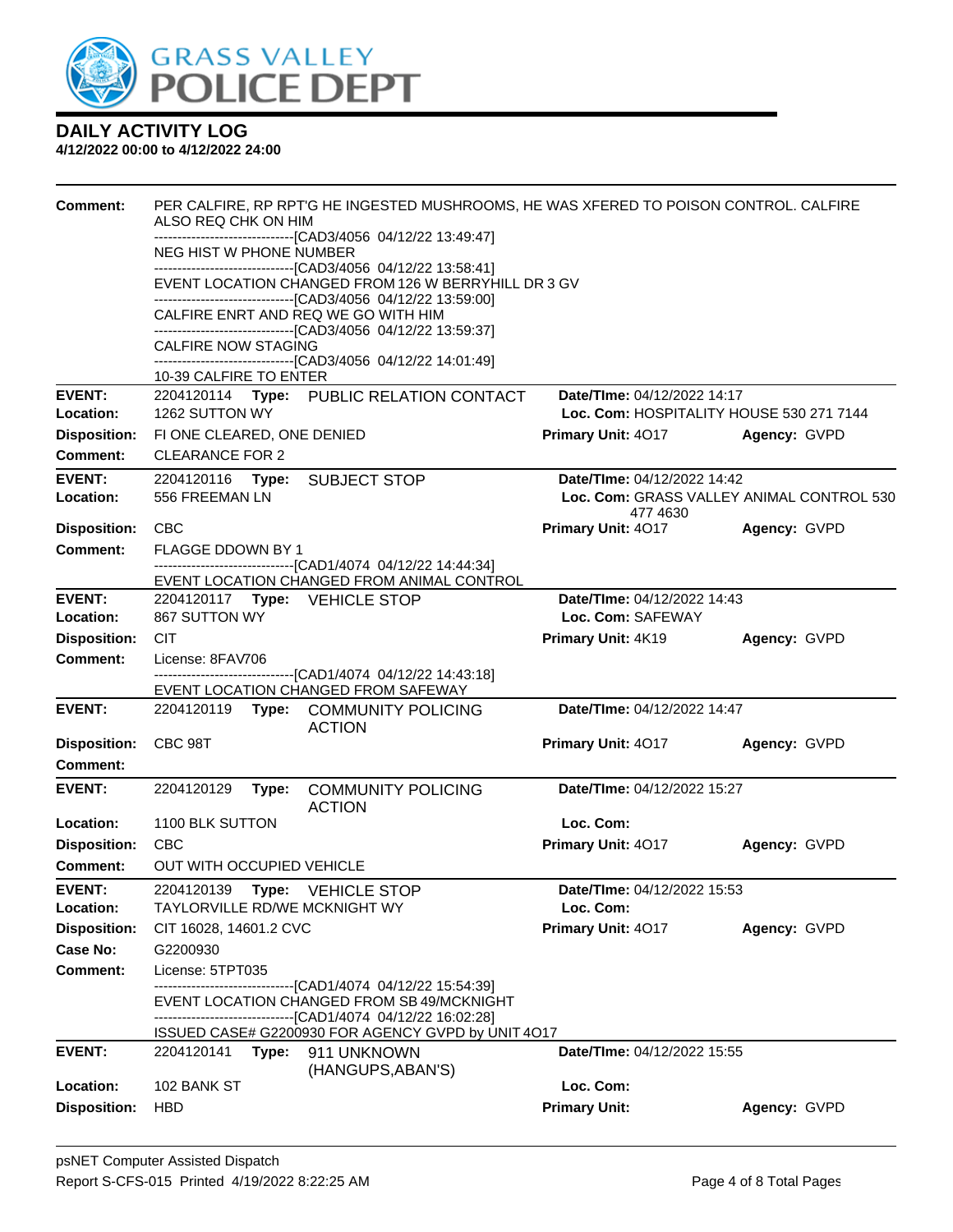# GRASS VALLEY POLICE DEPT

## DAILY ACTIVITY LOG

**4/12/2022 00:00 to 4/12/2022 24:00**

**Comment:** PER CALFIRE, RP RPT'G HE INGESTED MUSHROOMS, HE WAS XFERED TO POISON CONTROL. CALFIRE ALSO REQ CHK ON HIM
-------------------------------[CAD3/4056 04/12/22 13:49:47]
NEG HIST W PHONE NUMBER
-------------------------------[CAD3/4056 04/12/22 13:58:41]
EVENT LOCATION CHANGED FROM 126 W BERRYHILL DR 3 GV
-------------------------------[CAD3/4056 04/12/22 13:59:00]
CALFIRE ENRT AND REQ WE GO WITH HIM
-------------------------------[CAD3/4056 04/12/22 13:59:37]
CALFIRE NOW STAGING
-------------------------------[CAD3/4056 04/12/22 14:01:49]
10-39 CALFIRE TO ENTER

---

**EVENT:** 2204120114 **Type:** PUBLIC RELATION CONTACT **Date/TIme:** 04/12/2022 14:17
**Location:** 1262 SUTTON WY **Loc. Com:** HOSPITALITY HOUSE 530 271 7144
**Disposition:** FI ONE CLEARED, ONE DENIED **Primary Unit:** 4O17 **Agency:** GVPD
**Comment:** CLEARANCE FOR 2

---

**EVENT:** 2204120116 **Type:** SUBJECT STOP **Date/TIme:** 04/12/2022 14:42
**Location:** 556 FREEMAN LN **Loc. Com:** GRASS VALLEY ANIMAL CONTROL 530 477 4630
**Disposition:** CBC **Primary Unit:** 4O17 **Agency:** GVPD
**Comment:** FLAGGE DDOWN BY 1
-------------------------------[CAD1/4074 04/12/22 14:44:34]
EVENT LOCATION CHANGED FROM ANIMAL CONTROL

---

**EVENT:** 2204120117 **Type:** VEHICLE STOP **Date/TIme:** 04/12/2022 14:43
**Location:** 867 SUTTON WY **Loc. Com:** SAFEWAY
**Disposition:** CIT **Primary Unit:** 4K19 **Agency:** GVPD
**Comment:** License: 8FAV706
-------------------------------[CAD1/4074 04/12/22 14:43:18]
EVENT LOCATION CHANGED FROM SAFEWAY

---

**EVENT:** 2204120119 **Type:** COMMUNITY POLICING ACTION **Date/TIme:** 04/12/2022 14:47
**Disposition:** CBC 98T **Primary Unit:** 4O17 **Agency:** GVPD
**Comment:**

---

**EVENT:** 2204120129 **Type:** COMMUNITY POLICING ACTION **Date/TIme:** 04/12/2022 15:27
**Location:** 1100 BLK SUTTON **Loc. Com:**
**Disposition:** CBC **Primary Unit:** 4O17 **Agency:** GVPD
**Comment:** OUT WITH OCCUPIED VEHICLE

---

**EVENT:** 2204120139 **Type:** VEHICLE STOP **Date/TIme:** 04/12/2022 15:53
**Location:** TAYLORVILLE RD/WE MCKNIGHT WY **Loc. Com:**
**Disposition:** CIT 16028, 14601.2 CVC **Primary Unit:** 4O17 **Agency:** GVPD
**Case No:** G2200930
**Comment:** License: 5TPT035
-------------------------------[CAD1/4074 04/12/22 15:54:39]
EVENT LOCATION CHANGED FROM SB 49/MCKNIGHT
-------------------------------[CAD1/4074 04/12/22 16:02:28]
ISSUED CASE# G2200930 FOR AGENCY GVPD by UNIT 4O17

---

**EVENT:** 2204120141 **Type:** 911 UNKNOWN (HANGUPS,ABAN'S) **Date/TIme:** 04/12/2022 15:55
**Location:** 102 BANK ST **Loc. Com:**
**Disposition:** HBD **Primary Unit:** **Agency:** GVPD

psNET Computer Assisted Dispatch
Report S-CFS-015 Printed 4/19/2022 8:22:25 AM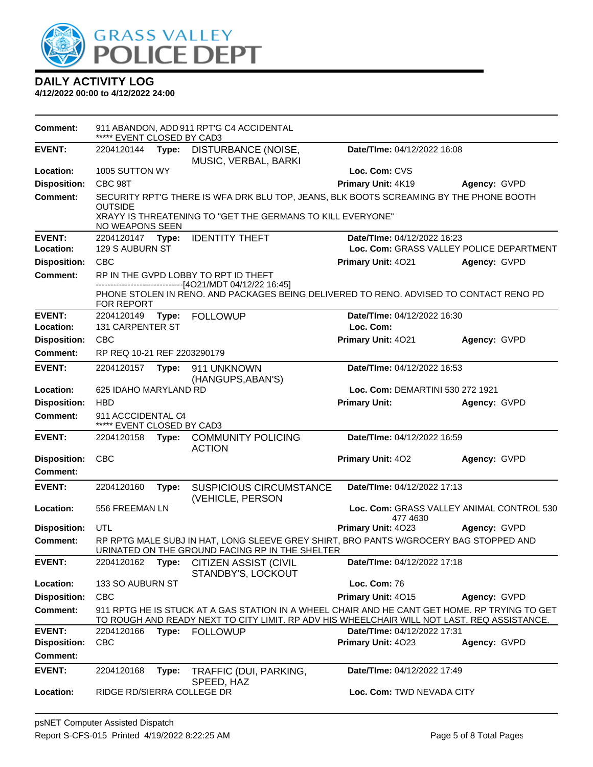# DAILY ACTIVITY LOG

**4/12/2022 00:00 to 4/12/2022 24:00**

**Comment:** 911 ABANDON, ADD 911 RPT'G C4 ACCIDENTAL
***** EVENT CLOSED BY CAD3

---

**EVENT:** 2204120144 **Type:** DISTURBANCE (NOISE, MUSIC, VERBAL, BARKI **Date/TIme:** 04/12/2022 16:08
**Location:** 1005 SUTTON WY **Loc. Com:** CVS
**Disposition:** CBC 98T **Primary Unit:** 4K19 **Agency:** GVPD
**Comment:** SECURITY RPT'G THERE IS WFA DRK BLU TOP, JEANS, BLK BOOTS SCREAMING BY THE PHONE BOOTH OUTSIDE
XRAYY IS THREATENING TO "GET THE GERMANS TO KILL EVERYONE"
NO WEAPONS SEEN

---

**EVENT:** 2204120147 **Type:** IDENTITY THEFT **Date/TIme:** 04/12/2022 16:23
**Location:** 129 S AUBURN ST **Loc. Com:** GRASS VALLEY POLICE DEPARTMENT
**Disposition:** CBC **Primary Unit:** 4O21 **Agency:** GVPD
**Comment:** RP IN THE GVPD LOBBY TO RPT ID THEFT
------------------------------[4O21/MDT 04/12/22 16:45]
PHONE STOLEN IN RENO. AND PACKAGES BEING DELIVERED TO RENO. ADVISED TO CONTACT RENO PD FOR REPORT

---

**EVENT:** 2204120149 **Type:** FOLLOWUP **Date/TIme:** 04/12/2022 16:30
**Location:** 131 CARPENTER ST **Loc. Com:**
**Disposition:** CBC **Primary Unit:** 4O21 **Agency:** GVPD
**Comment:** RP REQ 10-21 REF 2203290179

---

**EVENT:** 2204120157 **Type:** 911 UNKNOWN (HANGUPS,ABAN'S) **Date/TIme:** 04/12/2022 16:53
**Location:** 625 IDAHO MARYLAND RD **Loc. Com:** DEMARTINI 530 272 1921
**Disposition:** HBD **Primary Unit:** **Agency:** GVPD
**Comment:** 911 ACCCIDENTAL C4
***** EVENT CLOSED BY CAD3

---

**EVENT:** 2204120158 **Type:** COMMUNITY POLICING ACTION **Date/TIme:** 04/12/2022 16:59
**Disposition:** CBC **Primary Unit:** 4O2 **Agency:** GVPD
**Comment:**

---

**EVENT:** 2204120160 **Type:** SUSPICIOUS CIRCUMSTANCE (VEHICLE, PERSON **Date/TIme:** 04/12/2022 17:13
**Location:** 556 FREEMAN LN **Loc. Com:** GRASS VALLEY ANIMAL CONTROL 530 477 4630
**Disposition:** UTL **Primary Unit:** 4O23 **Agency:** GVPD
**Comment:** RP RPTG MALE SUBJ IN HAT, LONG SLEEVE GREY SHIRT, BRO PANTS W/GROCERY BAG STOPPED AND URINATED ON THE GROUND FACING RP IN THE SHELTER

---

**EVENT:** 2204120162 **Type:** CITIZEN ASSIST (CIVIL STANDBY'S, LOCKOUT **Date/TIme:** 04/12/2022 17:18
**Location:** 133 SO AUBURN ST **Loc. Com:** 76
**Disposition:** CBC **Primary Unit:** 4O15 **Agency:** GVPD
**Comment:** 911 RPTG HE IS STUCK AT A GAS STATION IN A WHEEL CHAIR AND HE CANT GET HOME. RP TRYING TO GET TO ROUGH AND READY NEXT TO CITY LIMIT. RP ADV HIS WHEELCHAIR WILL NOT LAST. REQ ASSISTANCE.

---

**EVENT:** 2204120166 **Type:** FOLLOWUP **Date/TIme:** 04/12/2022 17:31
**Disposition:** CBC **Primary Unit:** 4O23 **Agency:** GVPD
**Comment:**

---

**EVENT:** 2204120168 **Type:** TRAFFIC (DUI, PARKING, SPEED, HAZ **Date/TIme:** 04/12/2022 17:49
**Location:** RIDGE RD/SIERRA COLLEGE DR **Loc. Com:** TWD NEVADA CITY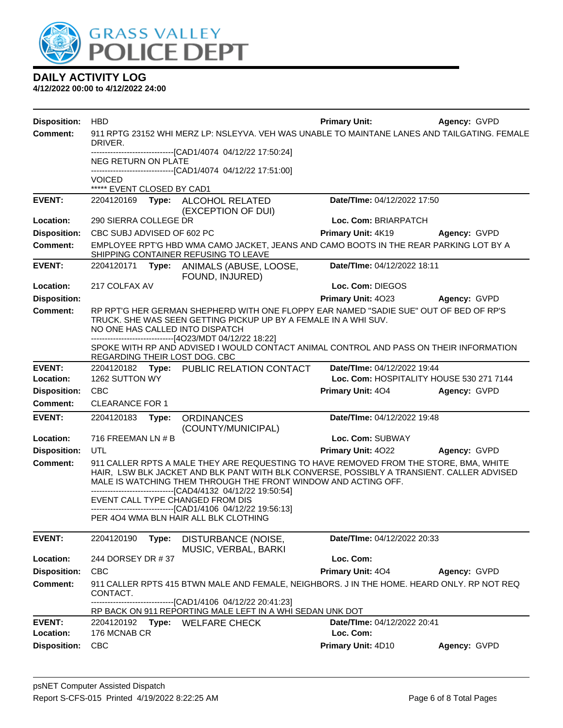# DAILY ACTIVITY LOG

**4/12/2022 00:00 to 4/12/2022 24:00**

**Disposition:** HBD | **Primary Unit:** | **Agency:** GVPD

**Comment:** 911 RPTG 23152 WHI MERZ LP: NSLEYVA. VEH WAS UNABLE TO MAINTANE LANES AND TAILGATING. FEMALE DRIVER.
------------------------------[CAD1/4074 04/12/22 17:50:24]
NEG RETURN ON PLATE
------------------------------[CAD1/4074 04/12/22 17:51:00]
VOICED
***** EVENT CLOSED BY CAD1

---

**EVENT:** 2204120169 **Type:** ALCOHOL RELATED (EXCEPTION OF DUI) | **Date/TIme:** 04/12/2022 17:50
**Location:** 290 SIERRA COLLEGE DR | **Loc. Com:** BRIARPATCH
**Disposition:** CBC SUBJ ADVISED OF 602 PC | **Primary Unit:** 4K19 | **Agency:** GVPD
**Comment:** EMPLOYEE RPT'G HBD WMA CAMO JACKET, JEANS AND CAMO BOOTS IN THE REAR PARKING LOT BY A SHIPPING CONTAINER REFUSING TO LEAVE

---

**EVENT:** 2204120171 **Type:** ANIMALS (ABUSE, LOOSE, FOUND, INJURED) | **Date/TIme:** 04/12/2022 18:11
**Location:** 217 COLFAX AV | **Loc. Com:** DIEGOS
**Disposition:** | **Primary Unit:** 4O23 | **Agency:** GVPD
**Comment:** RP RPT'G HER GERMAN SHEPHERD WITH ONE FLOPPY EAR NAMED "SADIE SUE" OUT OF BED OF RP'S TRUCK. SHE WAS SEEN GETTING PICKUP UP BY A FEMALE IN A WHI SUV.
NO ONE HAS CALLED INTO DISPATCH
------------------------------[4O23/MDT 04/12/22 18:22]
SPOKE WITH RP AND ADVISED I WOULD CONTACT ANIMAL CONTROL AND PASS ON THEIR INFORMATION REGARDING THEIR LOST DOG. CBC

---

**EVENT:** 2204120182 **Type:** PUBLIC RELATION CONTACT | **Date/TIme:** 04/12/2022 19:44
**Location:** 1262 SUTTON WY | **Loc. Com:** HOSPITALITY HOUSE 530 271 7144
**Disposition:** CBC | **Primary Unit:** 4O4 | **Agency:** GVPD
**Comment:** CLEARANCE FOR 1

---

**EVENT:** 2204120183 **Type:** ORDINANCES (COUNTY/MUNICIPAL) | **Date/TIme:** 04/12/2022 19:48
**Location:** 716 FREEMAN LN # B | **Loc. Com:** SUBWAY
**Disposition:** UTL | **Primary Unit:** 4O22 | **Agency:** GVPD
**Comment:** 911 CALLER RPTS A MALE THEY ARE REQUESTING TO HAVE REMOVED FROM THE STORE, BMA, WHITE HAIR, LSW BLK JACKET AND BLK PANT WITH BLK CONVERSE, POSSIBLY A TRANSIENT. CALLER ADVISED MALE IS WATCHING THEM THROUGH THE FRONT WINDOW AND ACTING OFF.
------------------------------[CAD4/4132 04/12/22 19:50:54]
EVENT CALL TYPE CHANGED FROM DIS
------------------------------[CAD1/4106 04/12/22 19:56:13]
PER 4O4 WMA BLN HAIR ALL BLK CLOTHING

---

**EVENT:** 2204120190 **Type:** DISTURBANCE (NOISE, MUSIC, VERBAL, BARKI | **Date/TIme:** 04/12/2022 20:33
**Location:** 244 DORSEY DR # 37 | **Loc. Com:**
**Disposition:** CBC | **Primary Unit:** 4O4 | **Agency:** GVPD
**Comment:** 911 CALLER RPTS 415 BTWN MALE AND FEMALE, NEIGHBORS. J IN THE HOME. HEARD ONLY. RP NOT REQ CONTACT.
------------------------------[CAD1/4106 04/12/22 20:41:23]
RP BACK ON 911 REPORTING MALE LEFT IN A WHI SEDAN UNK DOT

---

**EVENT:** 2204120192 **Type:** WELFARE CHECK | **Date/TIme:** 04/12/2022 20:41
**Location:** 176 MCNAB CR | **Loc. Com:**
**Disposition:** CBC | **Primary Unit:** 4D10 | **Agency:** GVPD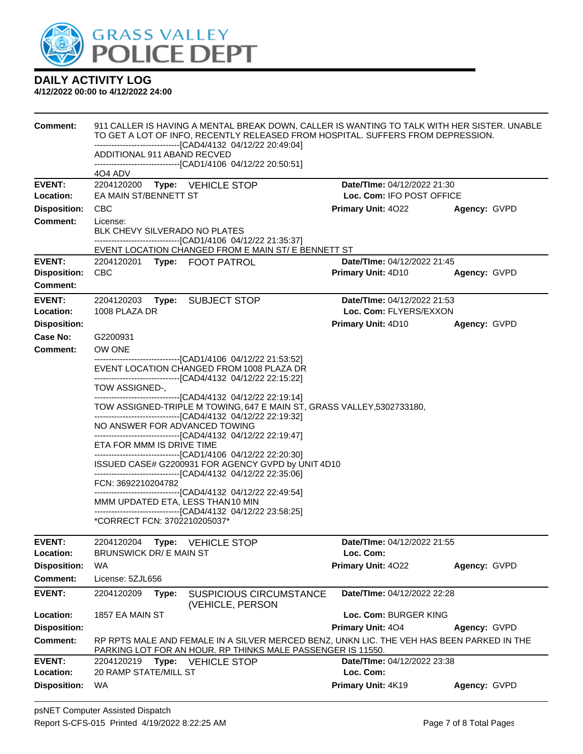# DAILY ACTIVITY LOG

**4/12/2022 00:00 to 4/12/2022 24:00**

**Comment:** 911 CALLER IS HAVING A MENTAL BREAK DOWN, CALLER IS WANTING TO TALK WITH HER SISTER. UNABLE TO GET A LOT OF INFO, RECENTLY RELEASED FROM HOSPITAL. SUFFERS FROM DEPRESSION.
------------------------------[CAD4/4132 04/12/22 20:49:04]
ADDITIONAL 911 ABAND RECVED
------------------------------[CAD1/4106 04/12/22 20:50:51]
4O4 ADV

---

**EVENT:** 2204120200 **Type:** VEHICLE STOP **Date/TIme:** 04/12/2022 21:30
**Location:** EA MAIN ST/BENNETT ST **Loc. Com:** IFO POST OFFICE
**Disposition:** CBC **Primary Unit:** 4O22 **Agency:** GVPD
**Comment:** License:
BLK CHEVY SILVERADO NO PLATES
------------------------------[CAD1/4106 04/12/22 21:35:37]
EVENT LOCATION CHANGED FROM E MAIN ST/ E BENNETT ST

---

**EVENT:** 2204120201 **Type:** FOOT PATROL **Date/TIme:** 04/12/2022 21:45
**Disposition:** CBC **Primary Unit:** 4D10 **Agency:** GVPD
**Comment:**

---

**EVENT:** 2204120203 **Type:** SUBJECT STOP **Date/TIme:** 04/12/2022 21:53
**Location:** 1008 PLAZA DR **Loc. Com:** FLYERS/EXXON
**Disposition:** **Primary Unit:** 4D10 **Agency:** GVPD
**Case No:** G2200931
**Comment:** OW ONE
------------------------------[CAD1/4106 04/12/22 21:53:52]
EVENT LOCATION CHANGED FROM 1008 PLAZA DR
------------------------------[CAD4/4132 04/12/22 22:15:22]
TOW ASSIGNED-,
------------------------------[CAD4/4132 04/12/22 22:19:14]
TOW ASSIGNED-TRIPLE M TOWING, 647 E MAIN ST, GRASS VALLEY,5302733180,
------------------------------[CAD4/4132 04/12/22 22:19:32]
NO ANSWER FOR ADVANCED TOWING
------------------------------[CAD4/4132 04/12/22 22:19:47]
ETA FOR MMM IS DRIVE TIME
------------------------------[CAD1/4106 04/12/22 22:20:30]
ISSUED CASE# G2200931 FOR AGENCY GVPD by UNIT 4D10
------------------------------[CAD4/4132 04/12/22 22:35:06]
FCN: 3692210204782
------------------------------[CAD4/4132 04/12/22 22:49:54]
MMM UPDATED ETA, LESS THAN 10 MIN
------------------------------[CAD4/4132 04/12/22 23:58:25]
*CORRECT FCN: 3702210205037*

---

**EVENT:** 2204120204 **Type:** VEHICLE STOP **Date/TIme:** 04/12/2022 21:55
**Location:** BRUNSWICK DR/ E MAIN ST **Loc. Com:**
**Disposition:** WA **Primary Unit:** 4O22 **Agency:** GVPD
**Comment:** License: 5ZJL656

---

**EVENT:** 2204120209 **Type:** SUSPICIOUS CIRCUMSTANCE (VEHICLE, PERSON **Date/TIme:** 04/12/2022 22:28
**Location:** 1857 EA MAIN ST **Loc. Com:** BURGER KING
**Disposition:** **Primary Unit:** 4O4 **Agency:** GVPD
**Comment:** RP RPTS MALE AND FEMALE IN A SILVER MERCED BENZ, UNKN LIC. THE VEH HAS BEEN PARKED IN THE PARKING LOT FOR AN HOUR. RP THINKS MALE PASSENGER IS 11550.

---

**EVENT:** 2204120219 **Type:** VEHICLE STOP **Date/TIme:** 04/12/2022 23:38
**Location:** 20 RAMP STATE/MILL ST **Loc. Com:**
**Disposition:** WA **Primary Unit:** 4K19 **Agency:** GVPD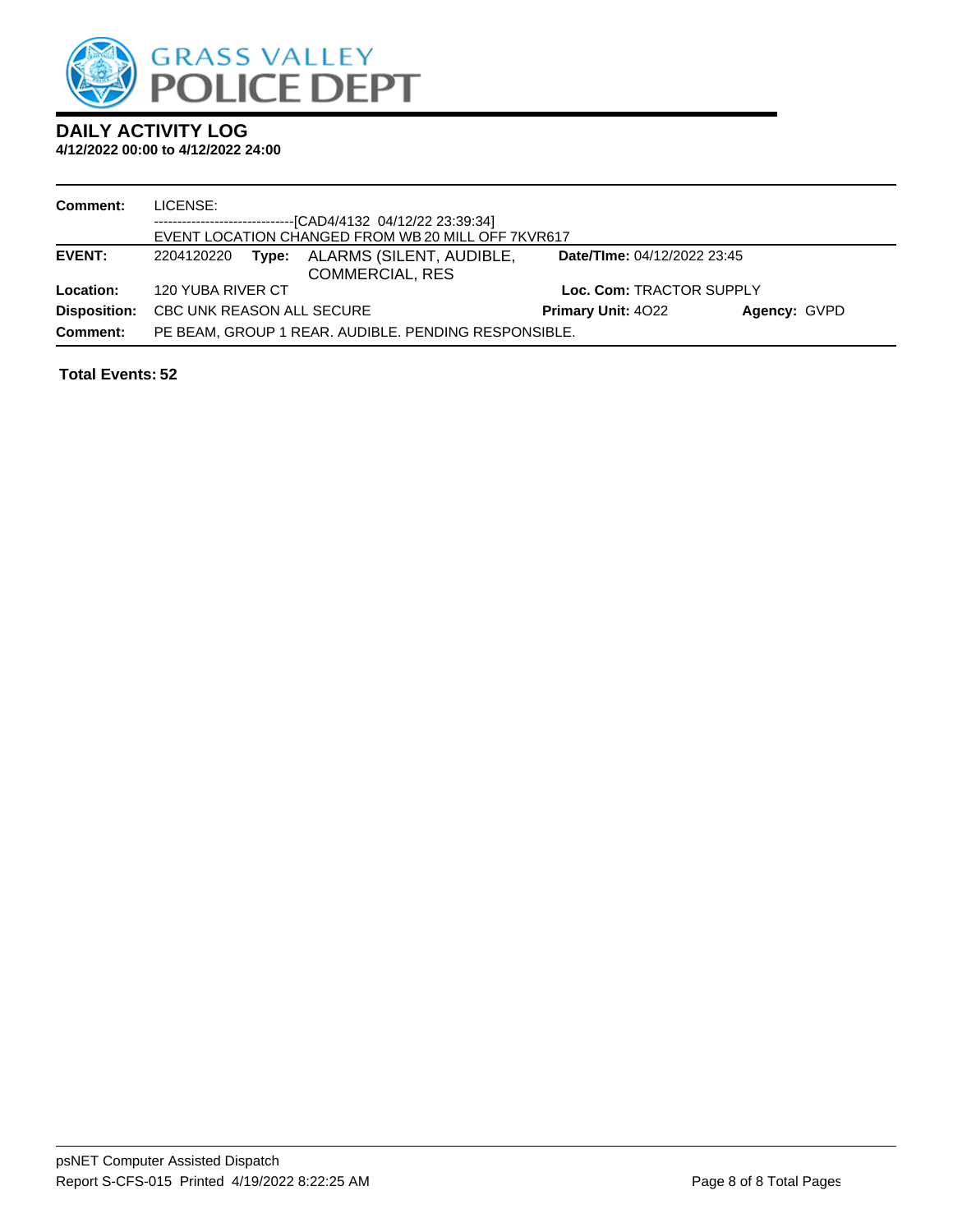## DAILY ACTIVITY LOG

**4/12/2022 00:00 to 4/12/2022 24:00**

| | | | |
|---|---|---|---|
| **Comment:** | LICENSE:<br>------------------------------[CAD4/4132 04/12/22 23:39:34]<br>EVENT LOCATION CHANGED FROM WB 20 MILL OFF 7KVR617 | | |
| **EVENT:** | 2204120220 **Type:** ALARMS (SILENT, AUDIBLE, COMMERCIAL, RES | **Date/TIme:** 04/12/2022 23:45 | |
| **Location:** | 120 YUBA RIVER CT | **Loc. Com:** TRACTOR SUPPLY | |
| **Disposition:** | CBC UNK REASON ALL SECURE | **Primary Unit:** 4O22 | **Agency:** GVPD |
| **Comment:** | PE BEAM, GROUP 1 REAR. AUDIBLE. PENDING RESPONSIBLE. | | |

**Total Events: 52**

psNET Computer Assisted Dispatch
Report S-CFS-015 Printed 4/19/2022 8:22:25 AM